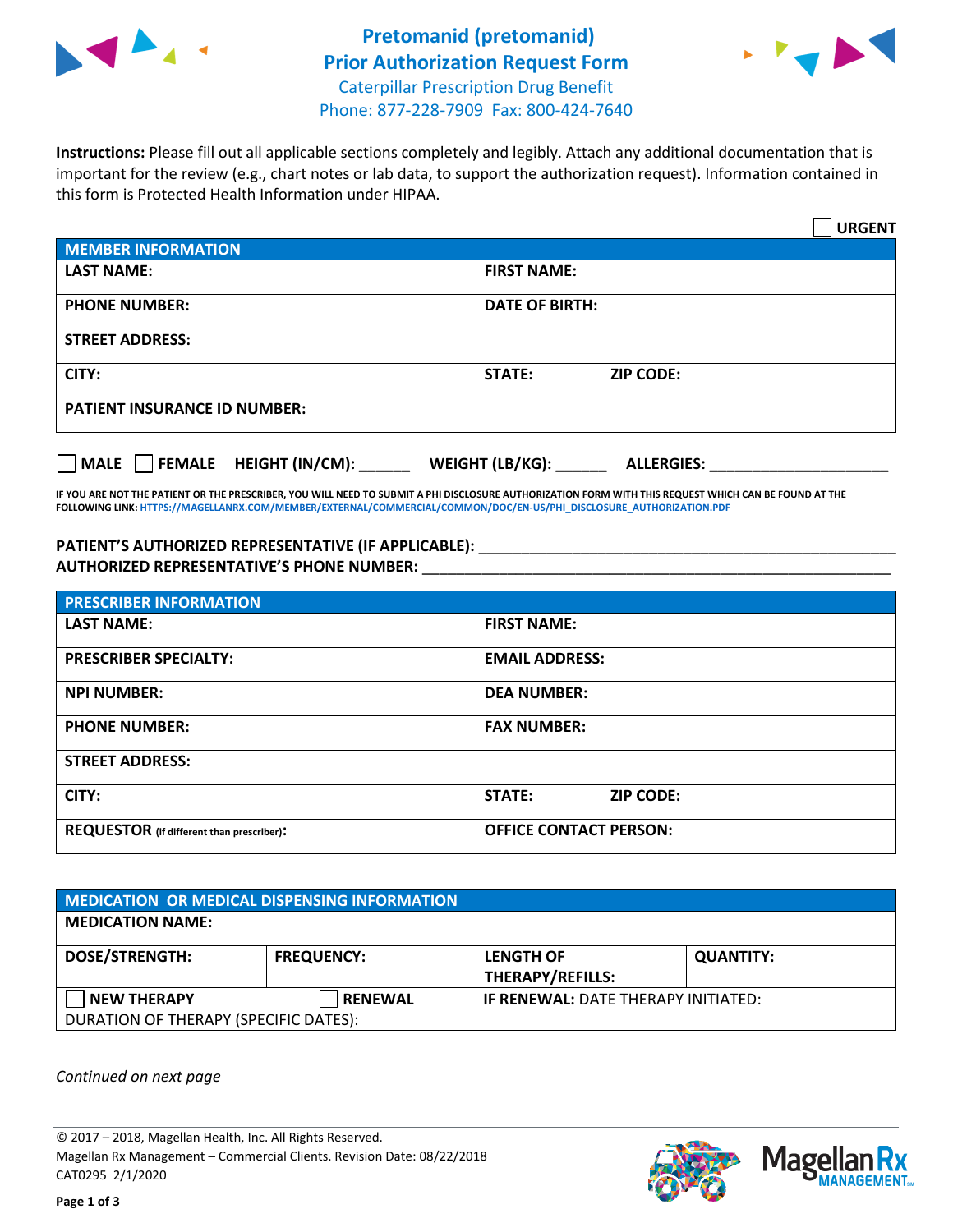# Pretomanid (pretomanid) Prior Authorization Request Form

Caterpillar Prescription Drug Benefit
Phone: 877-228-7909 Fax: 800-424-7640

**Instructions:** Please fill out all applicable sections completely and legibly. Attach any additional documentation that is important for the review (e.g., chart notes or lab data, to support the authorization request). Information contained in this form is Protected Health Information under HIPAA.

☐ **URGENT**

| MEMBER INFORMATION | |
|---|---|
| **LAST NAME:** | **FIRST NAME:** |
| **PHONE NUMBER:** | **DATE OF BIRTH:** |
| **STREET ADDRESS:** | |
| **CITY:** | **STATE:** **ZIP CODE:** |
| **PATIENT INSURANCE ID NUMBER:** | |

☐ **MALE** ☐ **FEMALE** **HEIGHT (IN/CM):** ______ **WEIGHT (LB/KG):** ______ **ALLERGIES:** ____________________

**IF YOU ARE NOT THE PATIENT OR THE PRESCRIBER, YOU WILL NEED TO SUBMIT A PHI DISCLOSURE AUTHORIZATION FORM WITH THIS REQUEST WHICH CAN BE FOUND AT THE FOLLOWING LINK: HTTPS://MAGELLANRX.COM/MEMBER/EXTERNAL/COMMERCIAL/COMMON/DOC/EN-US/PHI_DISCLOSURE_AUTHORIZATION.PDF**

**PATIENT'S AUTHORIZED REPRESENTATIVE (IF APPLICABLE):** ____________________________________________
**AUTHORIZED REPRESENTATIVE'S PHONE NUMBER:** ____________________________________________

| PRESCRIBER INFORMATION | |
|---|---|
| **LAST NAME:** | **FIRST NAME:** |
| **PRESCRIBER SPECIALTY:** | **EMAIL ADDRESS:** |
| **NPI NUMBER:** | **DEA NUMBER:** |
| **PHONE NUMBER:** | **FAX NUMBER:** |
| **STREET ADDRESS:** | |
| **CITY:** | **STATE:** **ZIP CODE:** |
| **REQUESTOR** (if different than prescriber)**:** | **OFFICE CONTACT PERSON:** |

| MEDICATION OR MEDICAL DISPENSING INFORMATION | | | |
|---|---|---|---|
| **MEDICATION NAME:** | | | |
| **DOSE/STRENGTH:** | **FREQUENCY:** | **LENGTH OF THERAPY/REFILLS:** | **QUANTITY:** |
| ☐ **NEW THERAPY** | ☐ **RENEWAL** | **IF RENEWAL:** DATE THERAPY INITIATED: | |
| DURATION OF THERAPY (SPECIFIC DATES): | | | |

*Continued on next page*

© 2017 – 2018, Magellan Health, Inc. All Rights Reserved.
Magellan Rx Management – Commercial Clients. Revision Date: 08/22/2018
CAT0295 2/1/2020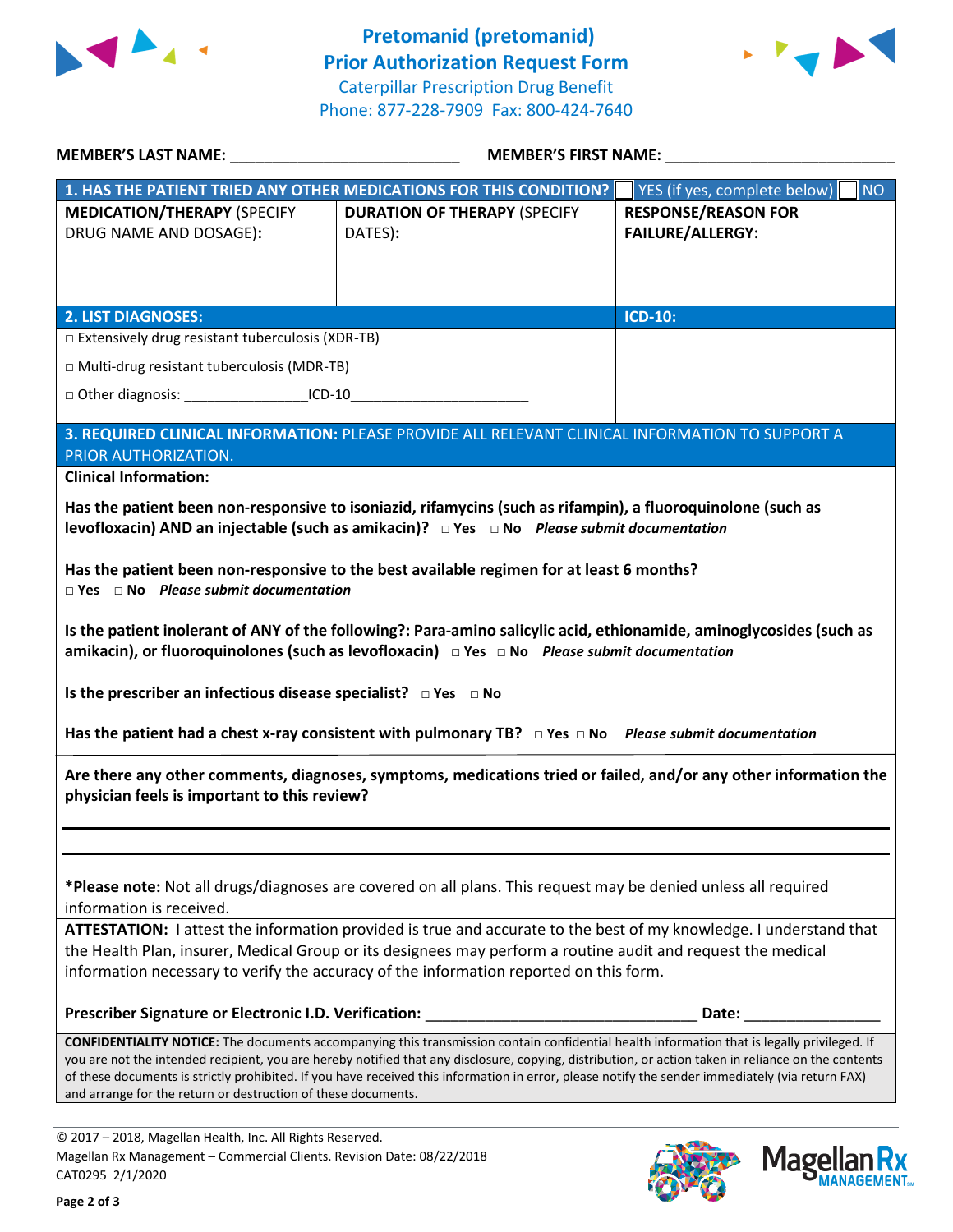# Pretomanid (pretomanid) Prior Authorization Request Form

Caterpillar Prescription Drug Benefit
Phone: 877-228-7909 Fax: 800-424-7640

**MEMBER'S LAST NAME:** ___________________________ **MEMBER'S FIRST NAME:** ___________________________

| 1. HAS THE PATIENT TRIED ANY OTHER MEDICATIONS FOR THIS CONDITION? | ☐ YES (if yes, complete below) | ☐ NO |
|---|---|---|
| **MEDICATION/THERAPY** (SPECIFY DRUG NAME AND DOSAGE): | **DURATION OF THERAPY** (SPECIFY DATES): | **RESPONSE/REASON FOR FAILURE/ALLERGY:** |
| | | |

| 2. LIST DIAGNOSES: | ICD-10: |
|---|---|
| □ Extensively drug resistant tuberculosis (XDR-TB) | |
| □ Multi-drug resistant tuberculosis (MDR-TB) | |
| □ Other diagnosis: _______________ICD-10______________________ | |

**3. REQUIRED CLINICAL INFORMATION:** PLEASE PROVIDE ALL RELEVANT CLINICAL INFORMATION TO SUPPORT A PRIOR AUTHORIZATION.

**Clinical Information:**

**Has the patient been non-responsive to isoniazid, rifamycins (such as rifampin), a fluoroquinolone (such as levofloxacin) AND an injectable (such as amikacin)?** □ **Yes** □ **No** ***Please submit documentation***

**Has the patient been non-responsive to the best available regimen for at least 6 months?**
□ **Yes** □ **No** ***Please submit documentation***

**Is the patient inolerant of ANY of the following?: Para-amino salicylic acid, ethionamide, aminoglycosides (such as amikacin), or fluoroquinolones (such as levofloxacin)** □ **Yes** □ **No** ***Please submit documentation***

**Is the prescriber an infectious disease specialist?** □ **Yes** □ **No**

**Has the patient had a chest x-ray consistent with pulmonary TB?** □ **Yes** □ **No** ***Please submit documentation***

**Are there any other comments, diagnoses, symptoms, medications tried or failed, and/or any other information the physician feels is important to this review?**

_______________________________________________________________

_______________________________________________________________

**\*Please note:** Not all drugs/diagnoses are covered on all plans. This request may be denied unless all required information is received.

**ATTESTATION:** I attest the information provided is true and accurate to the best of my knowledge. I understand that the Health Plan, insurer, Medical Group or its designees may perform a routine audit and request the medical information necessary to verify the accuracy of the information reported on this form.

**Prescriber Signature or Electronic I.D. Verification:** _______________________________ **Date:** _______________

**CONFIDENTIALITY NOTICE:** The documents accompanying this transmission contain confidential health information that is legally privileged. If you are not the intended recipient, you are hereby notified that any disclosure, copying, distribution, or action taken in reliance on the contents of these documents is strictly prohibited. If you have received this information in error, please notify the sender immediately (via return FAX) and arrange for the return or destruction of these documents.

© 2017 – 2018, Magellan Health, Inc. All Rights Reserved.
Magellan Rx Management – Commercial Clients. Revision Date: 08/22/2018
CAT0295 2/1/2020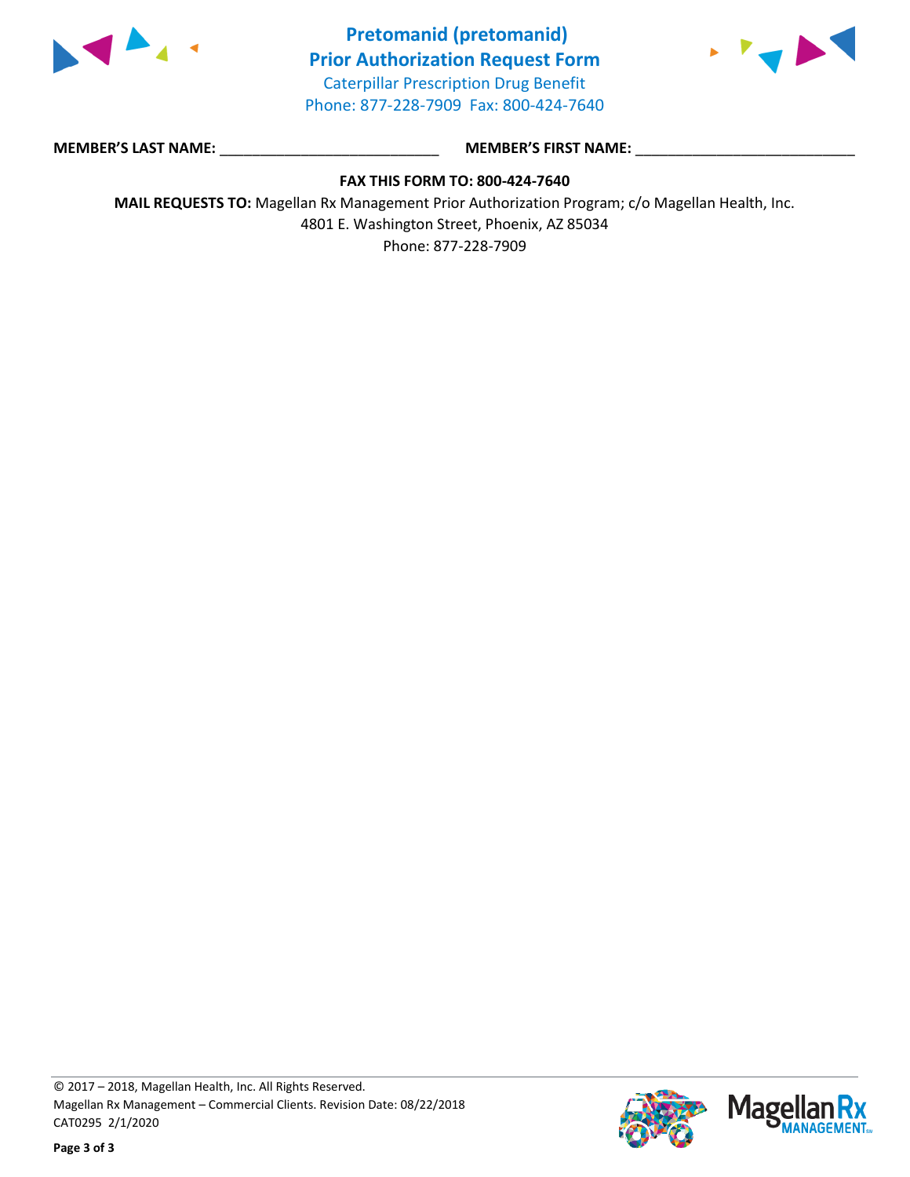# Pretomanid (pretomanid)
## Prior Authorization Request Form

Caterpillar Prescription Drug Benefit
Phone: 877-228-7909 Fax: 800-424-7640

**MEMBER'S LAST NAME:** ___________________________ **MEMBER'S FIRST NAME:** ___________________________

**FAX THIS FORM TO: 800-424-7640**

**MAIL REQUESTS TO:** Magellan Rx Management Prior Authorization Program; c/o Magellan Health, Inc.
4801 E. Washington Street, Phoenix, AZ 85034
Phone: 877-228-7909

© 2017 – 2018, Magellan Health, Inc. All Rights Reserved.
Magellan Rx Management – Commercial Clients. Revision Date: 08/22/2018
CAT0295 2/1/2020